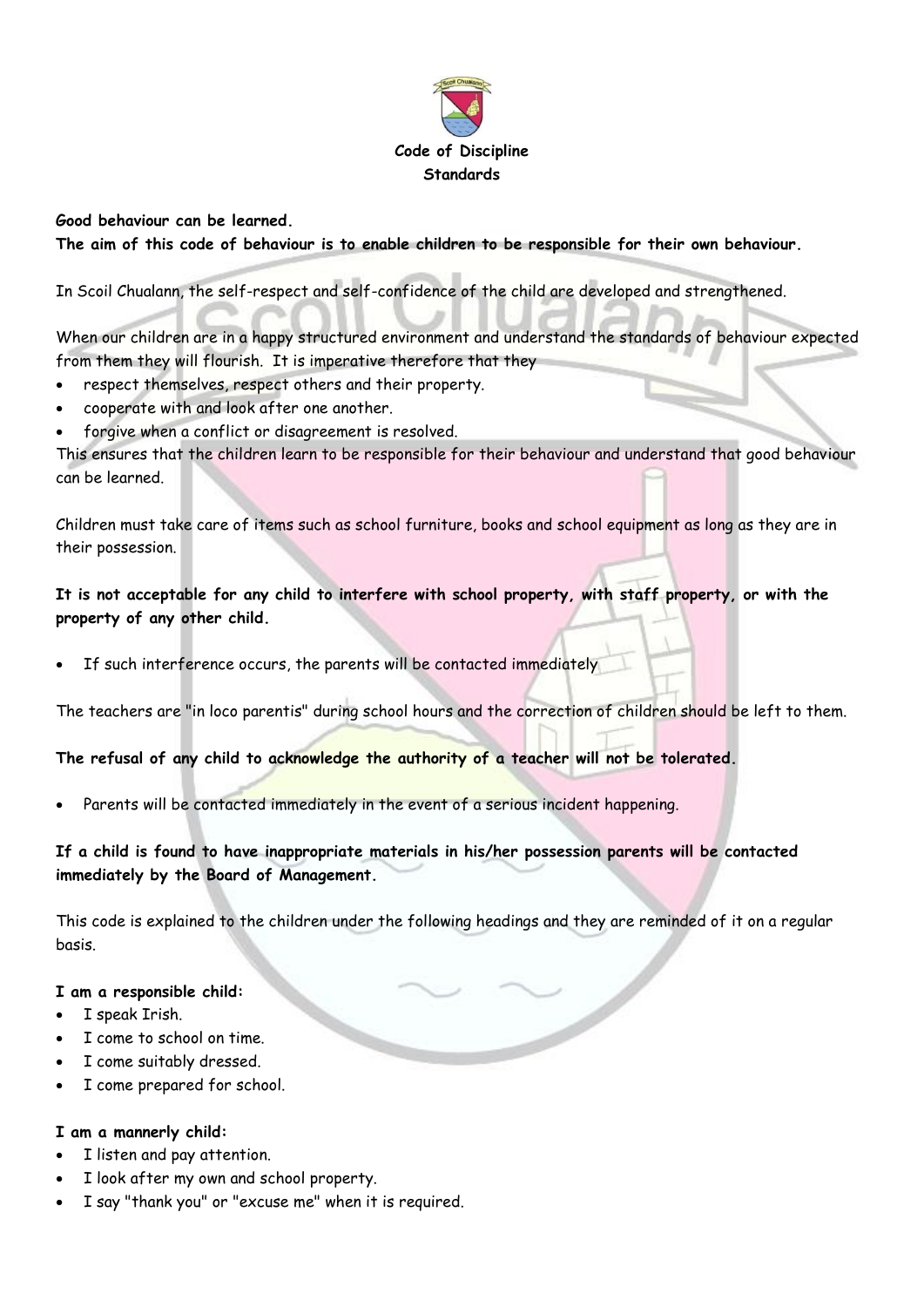# Code of Discipline
## Standards

**Good behaviour can be learned.**
**The aim of this code of behaviour is to enable children to be responsible for their own behaviour.**

In Scoil Chualann, the self-respect and self-confidence of the child are developed and strengthened.

When our children are in a happy structured environment and understand the standards of behaviour expected from them they will flourish. It is imperative therefore that they

- respect themselves, respect others and their property.
- cooperate with and look after one another.
- forgive when a conflict or disagreement is resolved.

This ensures that the children learn to be responsible for their behaviour and understand that good behaviour can be learned.

Children must take care of items such as school furniture, books and school equipment as long as they are in their possession.

**It is not acceptable for any child to interfere with school property, with staff property, or with the property of any other child.**

- If such interference occurs, the parents will be contacted immediately

The teachers are "in loco parentis" during school hours and the correction of children should be left to them.

**The refusal of any child to acknowledge the authority of a teacher will not be tolerated.**

- Parents will be contacted immediately in the event of a serious incident happening.

**If a child is found to have inappropriate materials in his/her possession parents will be contacted immediately by the Board of Management.**

This code is explained to the children under the following headings and they are reminded of it on a regular basis.

**I am a responsible child:**
- I speak Irish.
- I come to school on time.
- I come suitably dressed.
- I come prepared for school.

**I am a mannerly child:**
- I listen and pay attention.
- I look after my own and school property.
- I say "thank you" or "excuse me" when it is required.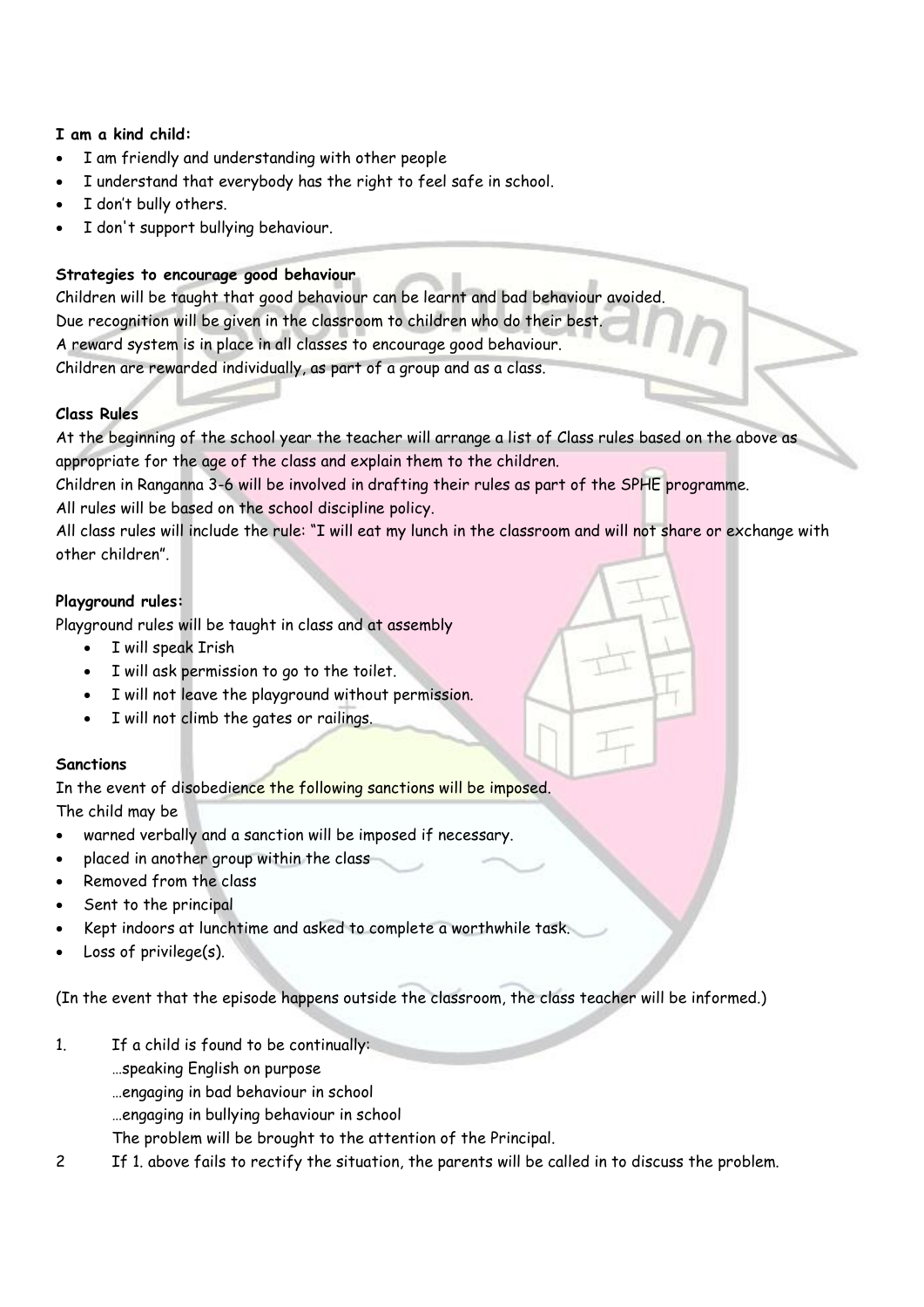**I am a kind child:**

- I am friendly and understanding with other people
- I understand that everybody has the right to feel safe in school.
- I don't bully others.
- I don't support bullying behaviour.

**Strategies to encourage good behaviour**

Children will be taught that good behaviour can be learnt and bad behaviour avoided.
Due recognition will be given in the classroom to children who do their best.
A reward system is in place in all classes to encourage good behaviour.
Children are rewarded individually, as part of a group and as a class.

**Class Rules**

At the beginning of the school year the teacher will arrange a list of Class rules based on the above as appropriate for the age of the class and explain them to the children.
Children in Ranganna 3-6 will be involved in drafting their rules as part of the SPHE programme.
All rules will be based on the school discipline policy.
All class rules will include the rule: "I will eat my lunch in the classroom and will not share or exchange with other children".

**Playground rules:**

Playground rules will be taught in class and at assembly

- I will speak Irish
- I will ask permission to go to the toilet.
- I will not leave the playground without permission.
- I will not climb the gates or railings.

**Sanctions**

In the event of disobedience the following sanctions will be imposed.
The child may be

- warned verbally and a sanction will be imposed if necessary.
- placed in another group within the class
- Removed from the class
- Sent to the principal
- Kept indoors at lunchtime and asked to complete a worthwhile task.
- Loss of privilege(s).

(In the event that the episode happens outside the classroom, the class teacher will be informed.)

1. If a child is found to be continually:
   …speaking English on purpose
   …engaging in bad behaviour in school
   …engaging in bullying behaviour in school
   The problem will be brought to the attention of the Principal.
2. If 1. above fails to rectify the situation, the parents will be called in to discuss the problem.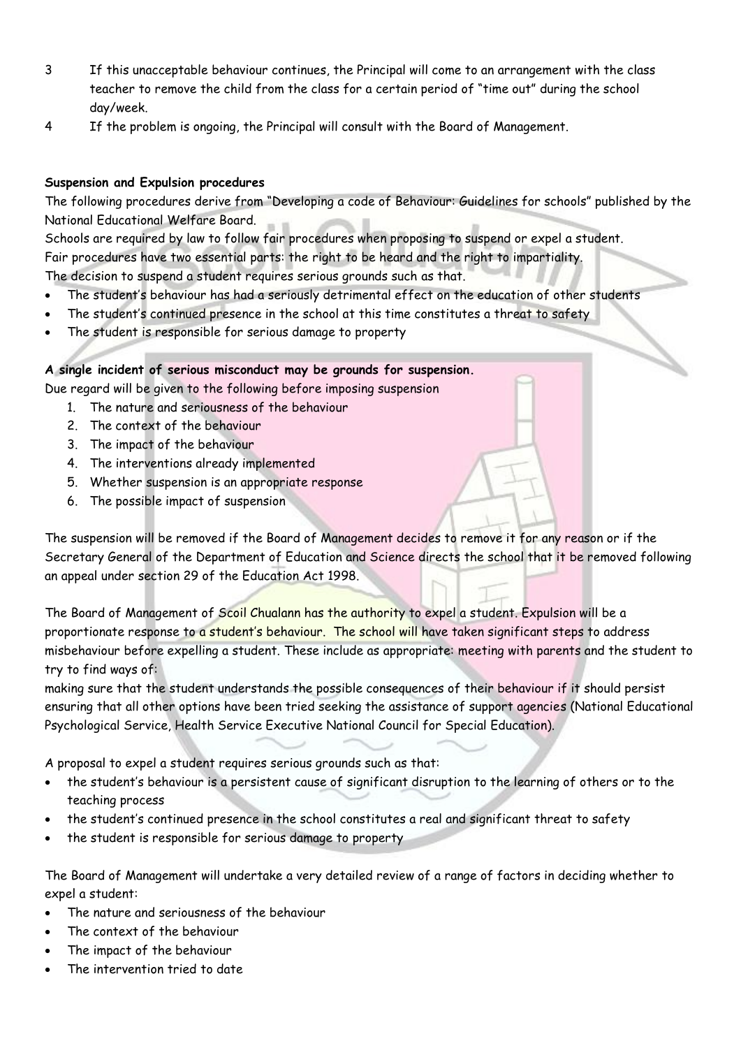3 If this unacceptable behaviour continues, the Principal will come to an arrangement with the class teacher to remove the child from the class for a certain period of "time out" during the school day/week.

4 If the problem is ongoing, the Principal will consult with the Board of Management.

**Suspension and Expulsion procedures**

The following procedures derive from "Developing a code of Behaviour: Guidelines for schools" published by the National Educational Welfare Board.

Schools are required by law to follow fair procedures when proposing to suspend or expel a student.

Fair procedures have two essential parts: the right to be heard and the right to impartiality.

The decision to suspend a student requires serious grounds such as that.

- The student's behaviour has had a seriously detrimental effect on the education of other students
- The student's continued presence in the school at this time constitutes a threat to safety
- The student is responsible for serious damage to property

**A single incident of serious misconduct may be grounds for suspension.**

Due regard will be given to the following before imposing suspension

1. The nature and seriousness of the behaviour
2. The context of the behaviour
3. The impact of the behaviour
4. The interventions already implemented
5. Whether suspension is an appropriate response
6. The possible impact of suspension

The suspension will be removed if the Board of Management decides to remove it for any reason or if the Secretary General of the Department of Education and Science directs the school that it be removed following an appeal under section 29 of the Education Act 1998.

The Board of Management of Scoil Chualann has the authority to expel a student. Expulsion will be a proportionate response to a student's behaviour. The school will have taken significant steps to address misbehaviour before expelling a student. These include as appropriate: meeting with parents and the student to try to find ways of:

making sure that the student understands the possible consequences of their behaviour if it should persist ensuring that all other options have been tried seeking the assistance of support agencies (National Educational Psychological Service, Health Service Executive National Council for Special Education).

A proposal to expel a student requires serious grounds such as that:

- the student's behaviour is a persistent cause of significant disruption to the learning of others or to the teaching process
- the student's continued presence in the school constitutes a real and significant threat to safety
- the student is responsible for serious damage to property

The Board of Management will undertake a very detailed review of a range of factors in deciding whether to expel a student:

- The nature and seriousness of the behaviour
- The context of the behaviour
- The impact of the behaviour
- The intervention tried to date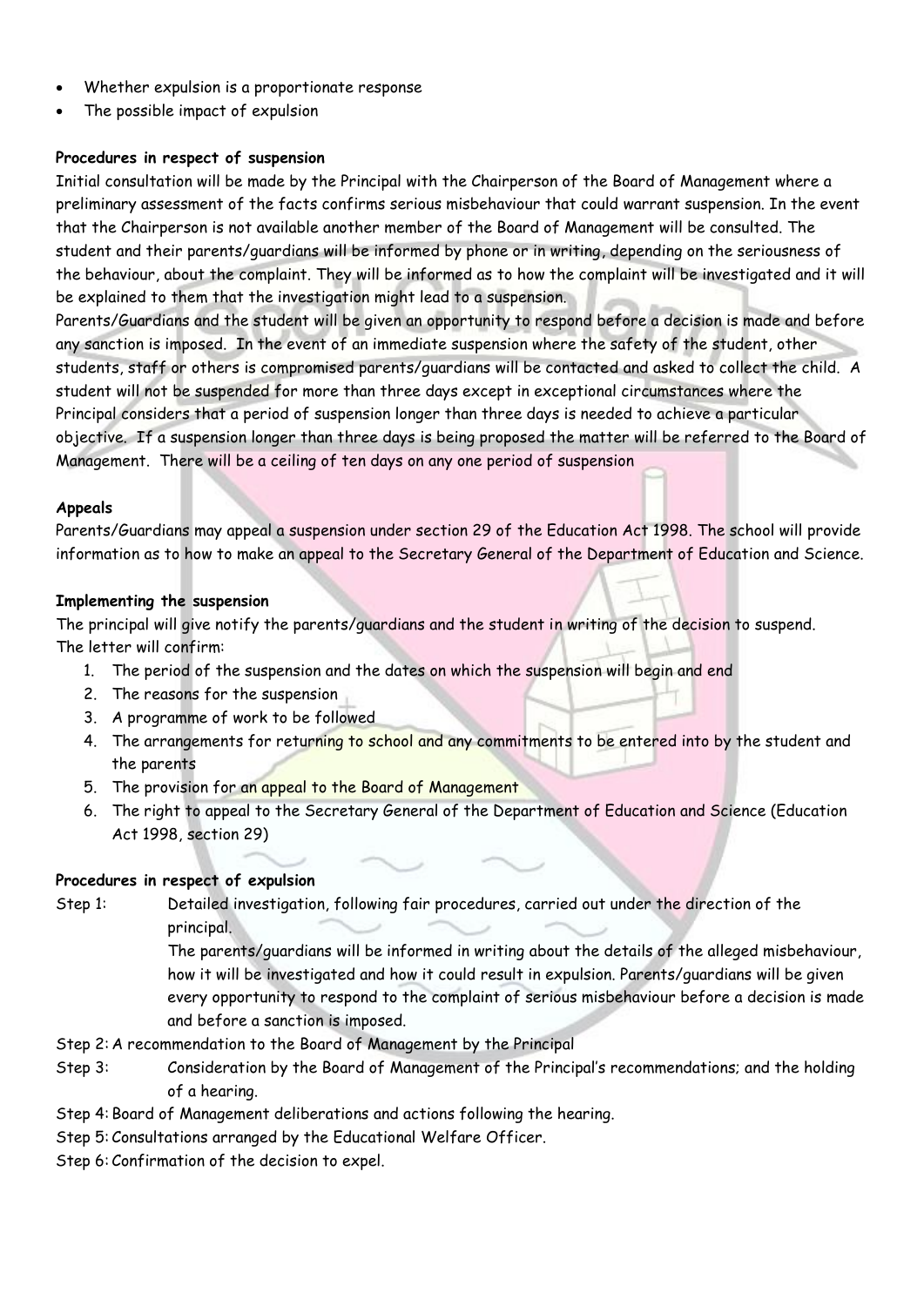- Whether expulsion is a proportionate response
- The possible impact of expulsion

**Procedures in respect of suspension**

Initial consultation will be made by the Principal with the Chairperson of the Board of Management where a preliminary assessment of the facts confirms serious misbehaviour that could warrant suspension. In the event that the Chairperson is not available another member of the Board of Management will be consulted. The student and their parents/guardians will be informed by phone or in writing, depending on the seriousness of the behaviour, about the complaint. They will be informed as to how the complaint will be investigated and it will be explained to them that the investigation might lead to a suspension.

Parents/Guardians and the student will be given an opportunity to respond before a decision is made and before any sanction is imposed. In the event of an immediate suspension where the safety of the student, other students, staff or others is compromised parents/guardians will be contacted and asked to collect the child. A student will not be suspended for more than three days except in exceptional circumstances where the Principal considers that a period of suspension longer than three days is needed to achieve a particular objective. If a suspension longer than three days is being proposed the matter will be referred to the Board of Management. There will be a ceiling of ten days on any one period of suspension

**Appeals**

Parents/Guardians may appeal a suspension under section 29 of the Education Act 1998. The school will provide information as to how to make an appeal to the Secretary General of the Department of Education and Science.

**Implementing the suspension**

The principal will give notify the parents/guardians and the student in writing of the decision to suspend. The letter will confirm:

1. The period of the suspension and the dates on which the suspension will begin and end
2. The reasons for the suspension
3. A programme of work to be followed
4. The arrangements for returning to school and any commitments to be entered into by the student and the parents
5. The provision for an appeal to the Board of Management
6. The right to appeal to the Secretary General of the Department of Education and Science (Education Act 1998, section 29)

**Procedures in respect of expulsion**

Step 1: Detailed investigation, following fair procedures, carried out under the direction of the principal.
The parents/guardians will be informed in writing about the details of the alleged misbehaviour, how it will be investigated and how it could result in expulsion. Parents/guardians will be given every opportunity to respond to the complaint of serious misbehaviour before a decision is made and before a sanction is imposed.

Step 2: A recommendation to the Board of Management by the Principal

Step 3: Consideration by the Board of Management of the Principal's recommendations; and the holding of a hearing.

Step 4: Board of Management deliberations and actions following the hearing.

Step 5: Consultations arranged by the Educational Welfare Officer.

Step 6: Confirmation of the decision to expel.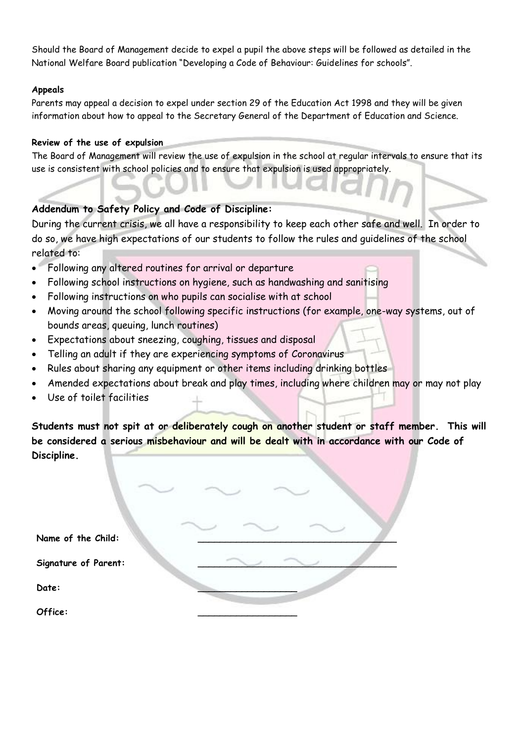Should the Board of Management decide to expel a pupil the above steps will be followed as detailed in the National Welfare Board publication "Developing a Code of Behaviour: Guidelines for schools".

**Appeals**

Parents may appeal a decision to expel under section 29 of the Education Act 1998 and they will be given information about how to appeal to the Secretary General of the Department of Education and Science.

**Review of the use of expulsion**

The Board of Management will review the use of expulsion in the school at regular intervals to ensure that its use is consistent with school policies and to ensure that expulsion is used appropriately.

**Addendum to Safety Policy and Code of Discipline:**

During the current crisis, we all have a responsibility to keep each other safe and well. In order to do so, we have high expectations of our students to follow the rules and guidelines of the school related to:

- Following any altered routines for arrival or departure
- Following school instructions on hygiene, such as handwashing and sanitising
- Following instructions on who pupils can socialise with at school
- Moving around the school following specific instructions (for example, one-way systems, out of bounds areas, queuing, lunch routines)
- Expectations about sneezing, coughing, tissues and disposal
- Telling an adult if they are experiencing symptoms of Coronavirus
- Rules about sharing any equipment or other items including drinking bottles
- Amended expectations about break and play times, including where children may or may not play
- Use of toilet facilities

**Students must not spit at or deliberately cough on another student or staff member. This will be considered a serious misbehaviour and will be dealt with in accordance with our Code of Discipline.**

**Name of the Child:** ___________________________________

**Signature of Parent:** ___________________________________

**Date:** _________________

**Office:** _________________